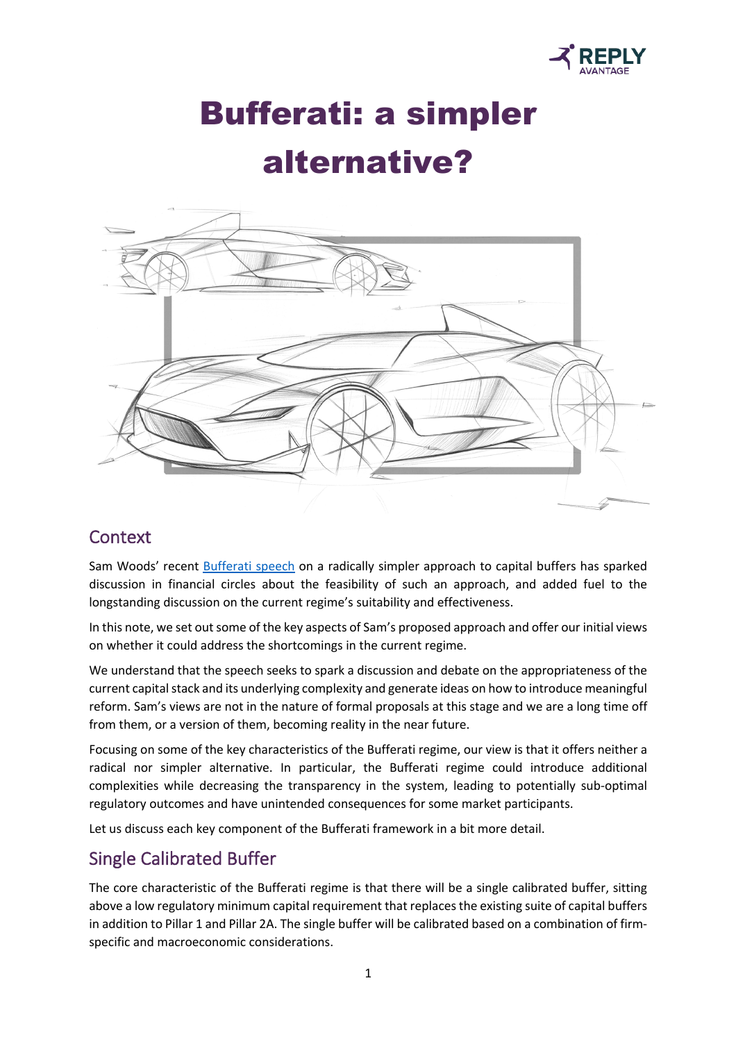# Bufferati: a simpler alternative?

## Context

Sam Woods' recent [Bufferati speech]() on a radically simpler approach to capital buffers has sparked discussion in financial circles about the feasibility of such an approach, and added fuel to the longstanding discussion on the current regime's suitability and effectiveness.

In this note, we set out some of the key aspects of Sam's proposed approach and offer our initial views on whether it could address the shortcomings in the current regime.

We understand that the speech seeks to spark a discussion and debate on the appropriateness of the current capital stack and its underlying complexity and generate ideas on how to introduce meaningful reform. Sam's views are not in the nature of formal proposals at this stage and we are a long time off from them, or a version of them, becoming reality in the near future.

Focusing on some of the key characteristics of the Bufferati regime, our view is that it offers neither a radical nor simpler alternative. In particular, the Bufferati regime could introduce additional complexities while decreasing the transparency in the system, leading to potentially sub-optimal regulatory outcomes and have unintended consequences for some market participants.

Let us discuss each key component of the Bufferati framework in a bit more detail.

## Single Calibrated Buffer

The core characteristic of the Bufferati regime is that there will be a single calibrated buffer, sitting above a low regulatory minimum capital requirement that replaces the existing suite of capital buffers in addition to Pillar 1 and Pillar 2A. The single buffer will be calibrated based on a combination of firm-specific and macroeconomic considerations.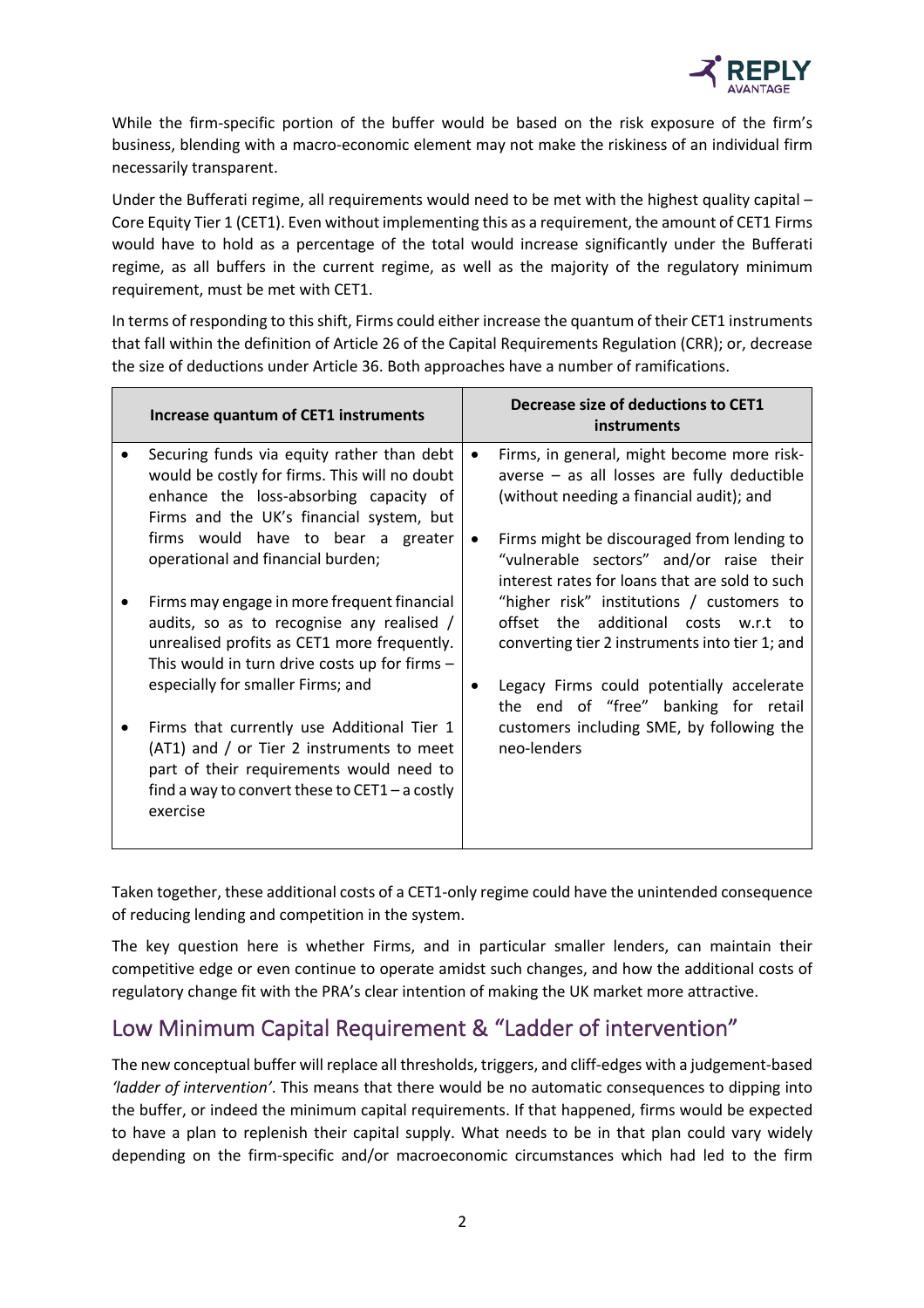While the firm-specific portion of the buffer would be based on the risk exposure of the firm's business, blending with a macro-economic element may not make the riskiness of an individual firm necessarily transparent.

Under the Bufferati regime, all requirements would need to be met with the highest quality capital – Core Equity Tier 1 (CET1). Even without implementing this as a requirement, the amount of CET1 Firms would have to hold as a percentage of the total would increase significantly under the Bufferati regime, as all buffers in the current regime, as well as the majority of the regulatory minimum requirement, must be met with CET1.

In terms of responding to this shift, Firms could either increase the quantum of their CET1 instruments that fall within the definition of Article 26 of the Capital Requirements Regulation (CRR); or, decrease the size of deductions under Article 36. Both approaches have a number of ramifications.

| Increase quantum of CET1 instruments | Decrease size of deductions to CET1 instruments |
|---|---|
| • Securing funds via equity rather than debt would be costly for firms. This will no doubt enhance the loss-absorbing capacity of Firms and the UK's financial system, but firms would have to bear a greater operational and financial burden;<br><br>• Firms may engage in more frequent financial audits, so as to recognise any realised / unrealised profits as CET1 more frequently. This would in turn drive costs up for firms – especially for smaller Firms; and<br><br>• Firms that currently use Additional Tier 1 (AT1) and / or Tier 2 instruments to meet part of their requirements would need to find a way to convert these to CET1 – a costly exercise | • Firms, in general, might become more risk-averse – as all losses are fully deductible (without needing a financial audit); and<br><br>• Firms might be discouraged from lending to "vulnerable sectors" and/or raise their interest rates for loans that are sold to such "higher risk" institutions / customers to offset the additional costs w.r.t to converting tier 2 instruments into tier 1; and<br><br>• Legacy Firms could potentially accelerate the end of "free" banking for retail customers including SME, by following the neo-lenders |

Taken together, these additional costs of a CET1-only regime could have the unintended consequence of reducing lending and competition in the system.

The key question here is whether Firms, and in particular smaller lenders, can maintain their competitive edge or even continue to operate amidst such changes, and how the additional costs of regulatory change fit with the PRA's clear intention of making the UK market more attractive.

## Low Minimum Capital Requirement & "Ladder of intervention"

The new conceptual buffer will replace all thresholds, triggers, and cliff-edges with a judgement-based *'ladder of intervention'*. This means that there would be no automatic consequences to dipping into the buffer, or indeed the minimum capital requirements. If that happened, firms would be expected to have a plan to replenish their capital supply. What needs to be in that plan could vary widely depending on the firm-specific and/or macroeconomic circumstances which had led to the firm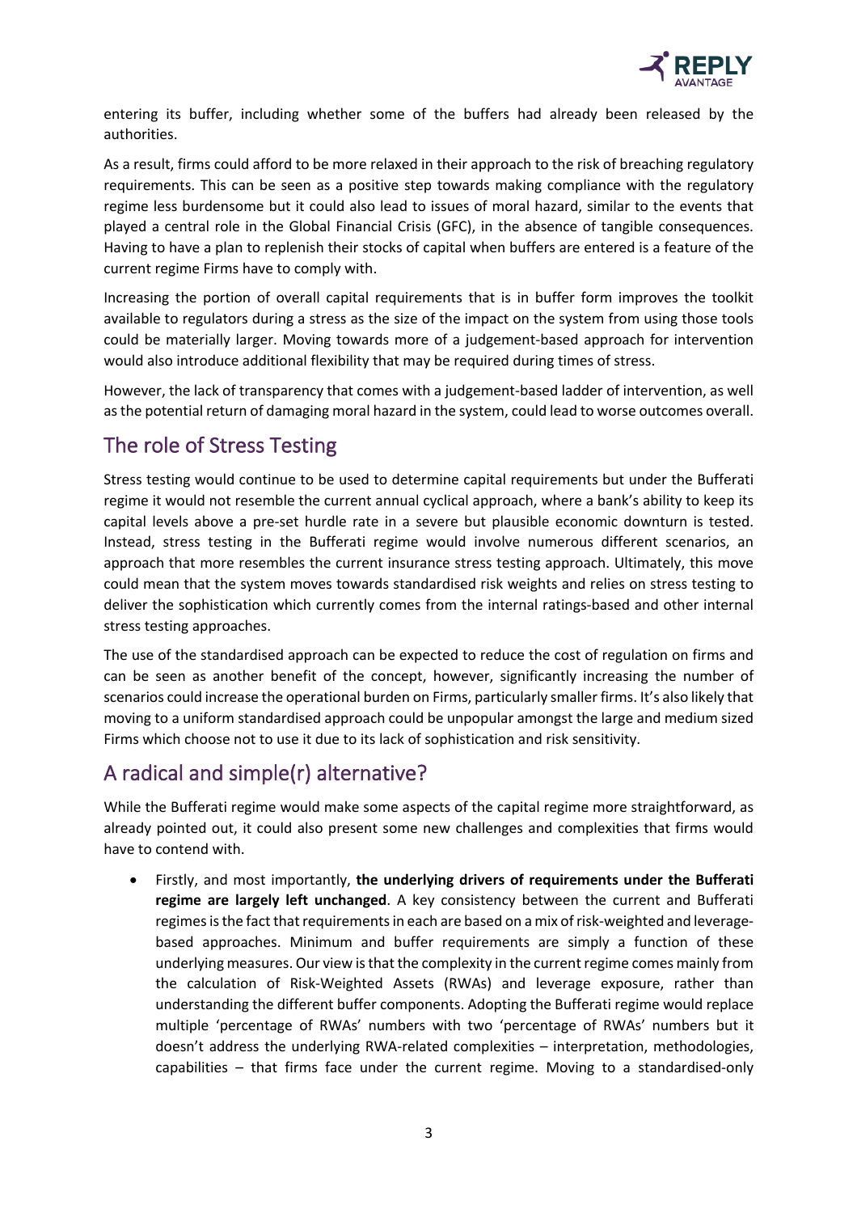entering its buffer, including whether some of the buffers had already been released by the authorities.

As a result, firms could afford to be more relaxed in their approach to the risk of breaching regulatory requirements. This can be seen as a positive step towards making compliance with the regulatory regime less burdensome but it could also lead to issues of moral hazard, similar to the events that played a central role in the Global Financial Crisis (GFC), in the absence of tangible consequences. Having to have a plan to replenish their stocks of capital when buffers are entered is a feature of the current regime Firms have to comply with.

Increasing the portion of overall capital requirements that is in buffer form improves the toolkit available to regulators during a stress as the size of the impact on the system from using those tools could be materially larger. Moving towards more of a judgement-based approach for intervention would also introduce additional flexibility that may be required during times of stress.

However, the lack of transparency that comes with a judgement-based ladder of intervention, as well as the potential return of damaging moral hazard in the system, could lead to worse outcomes overall.

## The role of Stress Testing

Stress testing would continue to be used to determine capital requirements but under the Bufferati regime it would not resemble the current annual cyclical approach, where a bank's ability to keep its capital levels above a pre-set hurdle rate in a severe but plausible economic downturn is tested. Instead, stress testing in the Bufferati regime would involve numerous different scenarios, an approach that more resembles the current insurance stress testing approach. Ultimately, this move could mean that the system moves towards standardised risk weights and relies on stress testing to deliver the sophistication which currently comes from the internal ratings-based and other internal stress testing approaches.

The use of the standardised approach can be expected to reduce the cost of regulation on firms and can be seen as another benefit of the concept, however, significantly increasing the number of scenarios could increase the operational burden on Firms, particularly smaller firms. It's also likely that moving to a uniform standardised approach could be unpopular amongst the large and medium sized Firms which choose not to use it due to its lack of sophistication and risk sensitivity.

## A radical and simple(r) alternative?

While the Bufferati regime would make some aspects of the capital regime more straightforward, as already pointed out, it could also present some new challenges and complexities that firms would have to contend with.

- Firstly, and most importantly, **the underlying drivers of requirements under the Bufferati regime are largely left unchanged**. A key consistency between the current and Bufferati regimes is the fact that requirements in each are based on a mix of risk-weighted and leverage-based approaches. Minimum and buffer requirements are simply a function of these underlying measures. Our view is that the complexity in the current regime comes mainly from the calculation of Risk-Weighted Assets (RWAs) and leverage exposure, rather than understanding the different buffer components. Adopting the Bufferati regime would replace multiple 'percentage of RWAs' numbers with two 'percentage of RWAs' numbers but it doesn't address the underlying RWA-related complexities – interpretation, methodologies, capabilities – that firms face under the current regime. Moving to a standardised-only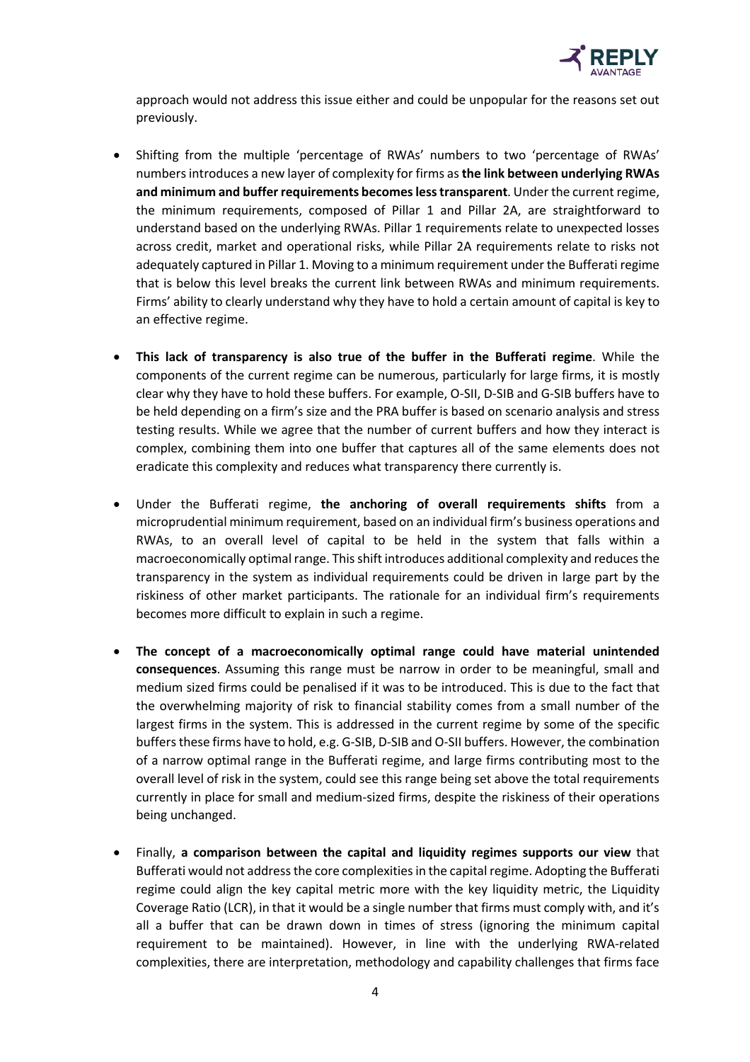approach would not address this issue either and could be unpopular for the reasons set out previously.

- Shifting from the multiple 'percentage of RWAs' numbers to two 'percentage of RWAs' numbers introduces a new layer of complexity for firms as **the link between underlying RWAs and minimum and buffer requirements becomes less transparent**. Under the current regime, the minimum requirements, composed of Pillar 1 and Pillar 2A, are straightforward to understand based on the underlying RWAs. Pillar 1 requirements relate to unexpected losses across credit, market and operational risks, while Pillar 2A requirements relate to risks not adequately captured in Pillar 1. Moving to a minimum requirement under the Bufferati regime that is below this level breaks the current link between RWAs and minimum requirements. Firms' ability to clearly understand why they have to hold a certain amount of capital is key to an effective regime.

- **This lack of transparency is also true of the buffer in the Bufferati regime**. While the components of the current regime can be numerous, particularly for large firms, it is mostly clear why they have to hold these buffers. For example, O-SII, D-SIB and G-SIB buffers have to be held depending on a firm's size and the PRA buffer is based on scenario analysis and stress testing results. While we agree that the number of current buffers and how they interact is complex, combining them into one buffer that captures all of the same elements does not eradicate this complexity and reduces what transparency there currently is.

- Under the Bufferati regime, **the anchoring of overall requirements shifts** from a microprudential minimum requirement, based on an individual firm's business operations and RWAs, to an overall level of capital to be held in the system that falls within a macroeconomically optimal range. This shift introduces additional complexity and reduces the transparency in the system as individual requirements could be driven in large part by the riskiness of other market participants. The rationale for an individual firm's requirements becomes more difficult to explain in such a regime.

- **The concept of a macroeconomically optimal range could have material unintended consequences**. Assuming this range must be narrow in order to be meaningful, small and medium sized firms could be penalised if it was to be introduced. This is due to the fact that the overwhelming majority of risk to financial stability comes from a small number of the largest firms in the system. This is addressed in the current regime by some of the specific buffers these firms have to hold, e.g. G-SIB, D-SIB and O-SII buffers. However, the combination of a narrow optimal range in the Bufferati regime, and large firms contributing most to the overall level of risk in the system, could see this range being set above the total requirements currently in place for small and medium-sized firms, despite the riskiness of their operations being unchanged.

- Finally, **a comparison between the capital and liquidity regimes supports our view** that Bufferati would not address the core complexities in the capital regime. Adopting the Bufferati regime could align the key capital metric more with the key liquidity metric, the Liquidity Coverage Ratio (LCR), in that it would be a single number that firms must comply with, and it's all a buffer that can be drawn down in times of stress (ignoring the minimum capital requirement to be maintained). However, in line with the underlying RWA-related complexities, there are interpretation, methodology and capability challenges that firms face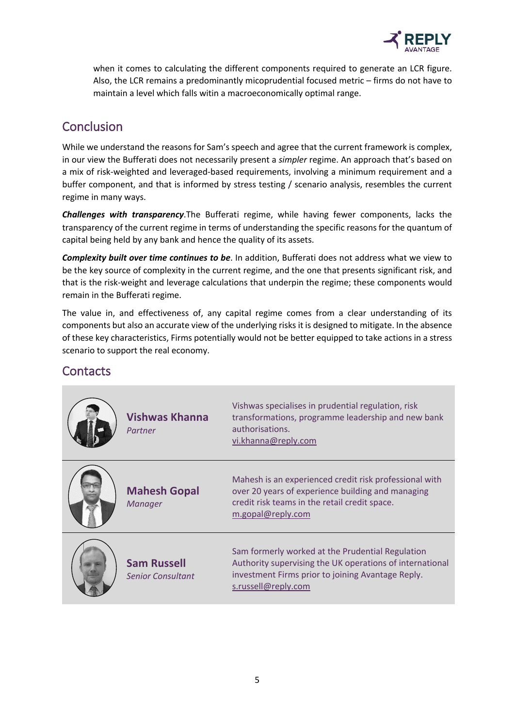when it comes to calculating the different components required to generate an LCR figure. Also, the LCR remains a predominantly micoprudential focused metric – firms do not have to maintain a level which falls witin a macroeconomically optimal range.

## Conclusion

While we understand the reasons for Sam's speech and agree that the current framework is complex, in our view the Bufferati does not necessarily present a *simpler* regime. An approach that's based on a mix of risk-weighted and leveraged-based requirements, involving a minimum requirement and a buffer component, and that is informed by stress testing / scenario analysis, resembles the current regime in many ways.

***Challenges with transparency***.The Bufferati regime, while having fewer components, lacks the transparency of the current regime in terms of understanding the specific reasons for the quantum of capital being held by any bank and hence the quality of its assets.

***Complexity built over time continues to be***. In addition, Bufferati does not address what we view to be the key source of complexity in the current regime, and the one that presents significant risk, and that is the risk-weight and leverage calculations that underpin the regime; these components would remain in the Bufferati regime.

The value in, and effectiveness of, any capital regime comes from a clear understanding of its components but also an accurate view of the underlying risks it is designed to mitigate. In the absence of these key characteristics, Firms potentially would not be better equipped to take actions in a stress scenario to support the real economy.

## Contacts

| | | |
|---|---|---|
| | **Vishwas Khanna**<br>*Partner* | Vishwas specialises in prudential regulation, risk transformations, programme leadership and new bank authorisations.<br>vi.khanna@reply.com |
| | **Mahesh Gopal**<br>*Manager* | Mahesh is an experienced credit risk professional with over 20 years of experience building and managing credit risk teams in the retail credit space.<br>m.gopal@reply.com |
| | **Sam Russell**<br>*Senior Consultant* | Sam formerly worked at the Prudential Regulation Authority supervising the UK operations of international investment Firms prior to joining Avantage Reply.<br>s.russell@reply.com |